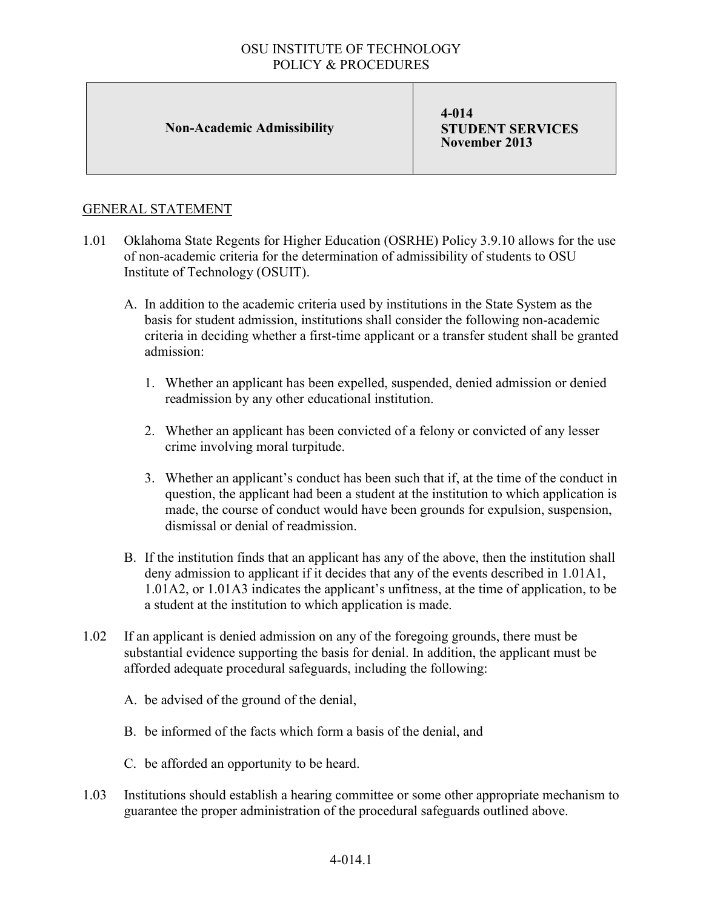# OSU INSTITUTE OF TECHNOLOGY
## POLICY & PROCEDURES

| **Non-Academic Admissibility** | **4-014**<br>**STUDENT SERVICES**<br>**November 2013** |
|---|---|

## GENERAL STATEMENT

1.01 Oklahoma State Regents for Higher Education (OSRHE) Policy 3.9.10 allows for the use of non-academic criteria for the determination of admissibility of students to OSU Institute of Technology (OSUIT).

   A. In addition to the academic criteria used by institutions in the State System as the basis for student admission, institutions shall consider the following non-academic criteria in deciding whether a first-time applicant or a transfer student shall be granted admission:

      1. Whether an applicant has been expelled, suspended, denied admission or denied readmission by any other educational institution.

      2. Whether an applicant has been convicted of a felony or convicted of any lesser crime involving moral turpitude.

      3. Whether an applicant's conduct has been such that if, at the time of the conduct in question, the applicant had been a student at the institution to which application is made, the course of conduct would have been grounds for expulsion, suspension, dismissal or denial of readmission.

   B. If the institution finds that an applicant has any of the above, then the institution shall deny admission to applicant if it decides that any of the events described in 1.01A1, 1.01A2, or 1.01A3 indicates the applicant's unfitness, at the time of application, to be a student at the institution to which application is made.

1.02 If an applicant is denied admission on any of the foregoing grounds, there must be substantial evidence supporting the basis for denial. In addition, the applicant must be afforded adequate procedural safeguards, including the following:

   A. be advised of the ground of the denial,

   B. be informed of the facts which form a basis of the denial, and

   C. be afforded an opportunity to be heard.

1.03 Institutions should establish a hearing committee or some other appropriate mechanism to guarantee the proper administration of the procedural safeguards outlined above.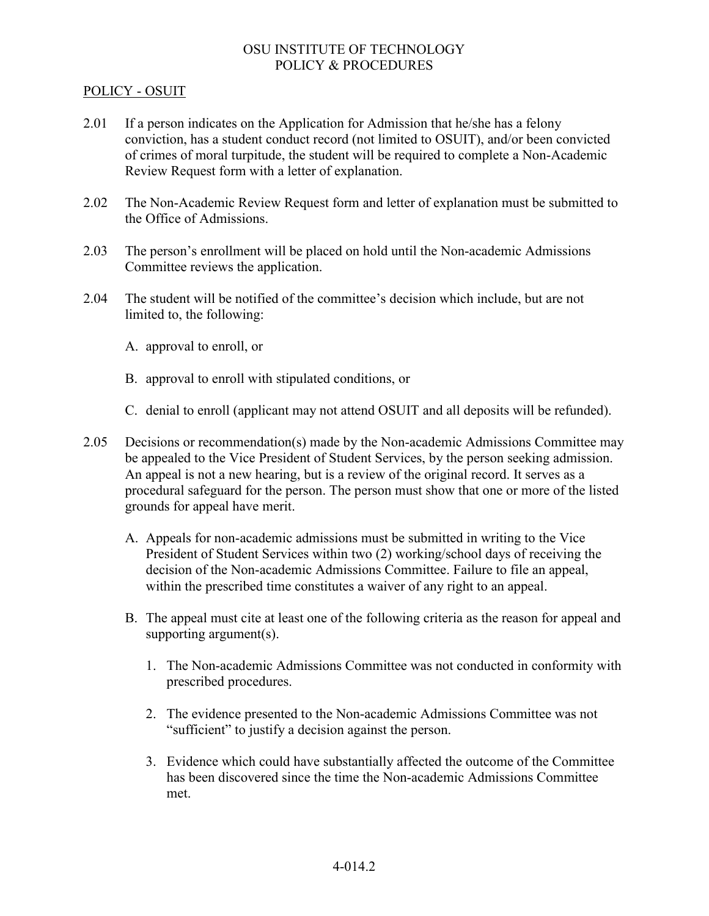OSU INSTITUTE OF TECHNOLOGY
POLICY & PROCEDURES

POLICY - OSUIT

2.01 If a person indicates on the Application for Admission that he/she has a felony conviction, has a student conduct record (not limited to OSUIT), and/or been convicted of crimes of moral turpitude, the student will be required to complete a Non-Academic Review Request form with a letter of explanation.

2.02 The Non-Academic Review Request form and letter of explanation must be submitted to the Office of Admissions.

2.03 The person's enrollment will be placed on hold until the Non-academic Admissions Committee reviews the application.

2.04 The student will be notified of the committee's decision which include, but are not limited to, the following:

   A. approval to enroll, or

   B. approval to enroll with stipulated conditions, or

   C. denial to enroll (applicant may not attend OSUIT and all deposits will be refunded).

2.05 Decisions or recommendation(s) made by the Non-academic Admissions Committee may be appealed to the Vice President of Student Services, by the person seeking admission. An appeal is not a new hearing, but is a review of the original record. It serves as a procedural safeguard for the person. The person must show that one or more of the listed grounds for appeal have merit.

   A. Appeals for non-academic admissions must be submitted in writing to the Vice President of Student Services within two (2) working/school days of receiving the decision of the Non-academic Admissions Committee. Failure to file an appeal, within the prescribed time constitutes a waiver of any right to an appeal.

   B. The appeal must cite at least one of the following criteria as the reason for appeal and supporting argument(s).

      1. The Non-academic Admissions Committee was not conducted in conformity with prescribed procedures.

      2. The evidence presented to the Non-academic Admissions Committee was not "sufficient" to justify a decision against the person.

      3. Evidence which could have substantially affected the outcome of the Committee has been discovered since the time the Non-academic Admissions Committee met.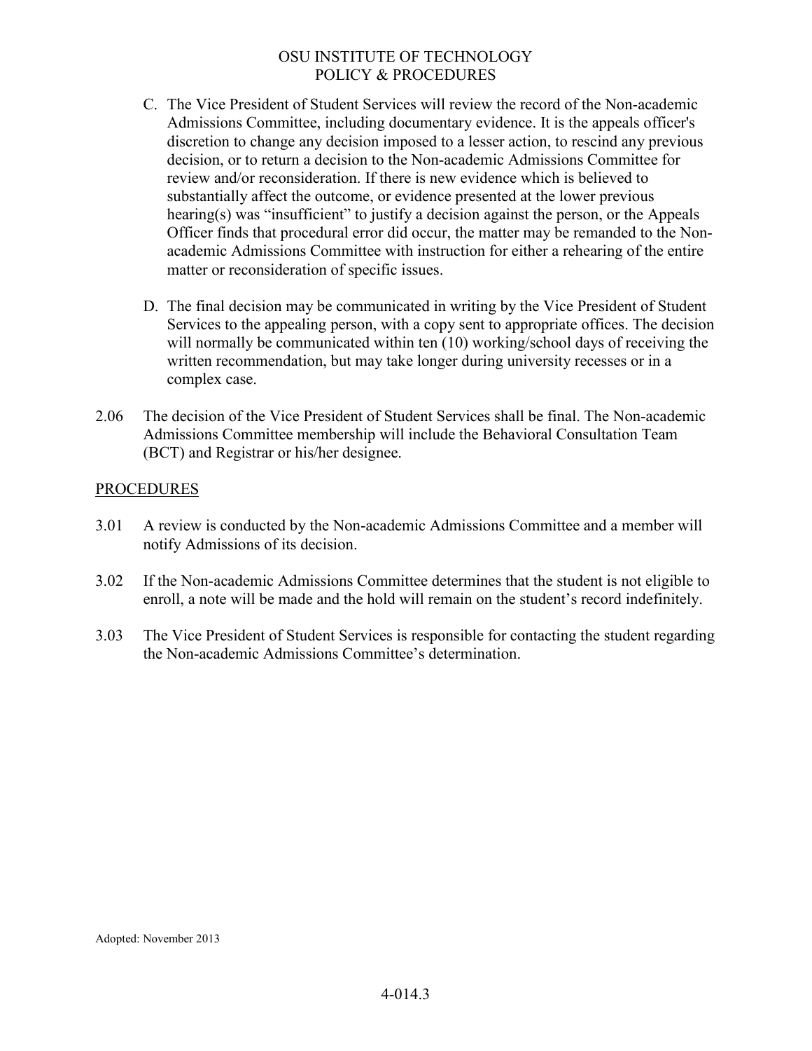C. The Vice President of Student Services will review the record of the Non-academic Admissions Committee, including documentary evidence. It is the appeals officer's discretion to change any decision imposed to a lesser action, to rescind any previous decision, or to return a decision to the Non-academic Admissions Committee for review and/or reconsideration. If there is new evidence which is believed to substantially affect the outcome, or evidence presented at the lower previous hearing(s) was "insufficient" to justify a decision against the person, or the Appeals Officer finds that procedural error did occur, the matter may be remanded to the Non-academic Admissions Committee with instruction for either a rehearing of the entire matter or reconsideration of specific issues.

D. The final decision may be communicated in writing by the Vice President of Student Services to the appealing person, with a copy sent to appropriate offices. The decision will normally be communicated within ten (10) working/school days of receiving the written recommendation, but may take longer during university recesses or in a complex case.

2.06 The decision of the Vice President of Student Services shall be final. The Non-academic Admissions Committee membership will include the Behavioral Consultation Team (BCT) and Registrar or his/her designee.

## PROCEDURES

3.01 A review is conducted by the Non-academic Admissions Committee and a member will notify Admissions of its decision.

3.02 If the Non-academic Admissions Committee determines that the student is not eligible to enroll, a note will be made and the hold will remain on the student's record indefinitely.

3.03 The Vice President of Student Services is responsible for contacting the student regarding the Non-academic Admissions Committee's determination.

Adopted: November 2013